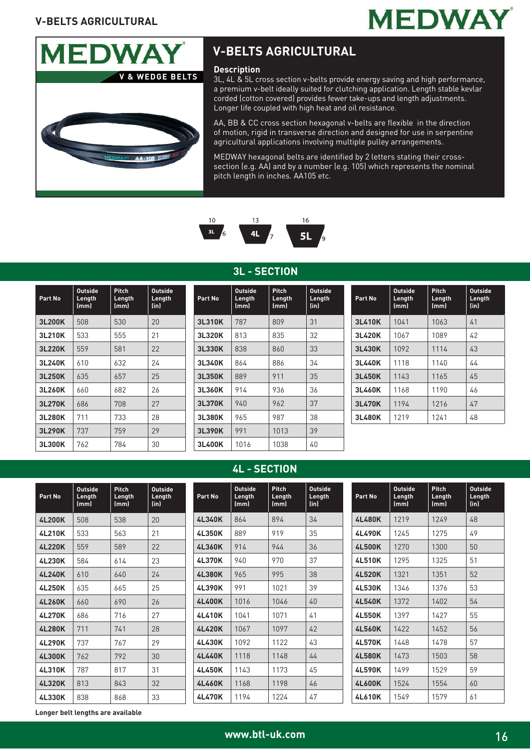# V-BELTS AGRICULTURAL

MEDWAY

V & WEDGE BELTS

## V-BELTS AGRICULTURAL

### Description

3L, 4L & 5L cross section v-belts provide energy saving and high performance, a premium v-belt ideally suited for clutching application. Length stable kevlar corded (cotton covered) provides fewer take-ups and length adjustments. Longer life coupled with high heat and oil resistance.

AA, BB & CC cross section hexagonal v-belts are flexible in the direction of motion, rigid in transverse direction and designed for use in serpentine agricultural applications involving multiple pulley arrangements.

MEDWAY hexagonal belts are identified by 2 letters stating their cross-section (e.g. AA) and by a number (e.g. 105) which represents the nominal pitch length in inches. AA105 etc.

| Section | Top width | Height |
|---|---|---|
| 3L | 10 | 6 |
| 4L | 13 | 7 |
| 5L | 16 | 9 |

## 3L - SECTION

| Part No | Outside Length (mm) | Pitch Length (mm) | Outside Length (in) |
|---|---|---|---|
| 3L200K | 508 | 530 | 20 |
| 3L210K | 533 | 555 | 21 |
| 3L220K | 559 | 581 | 22 |
| 3L240K | 610 | 632 | 24 |
| 3L250K | 635 | 657 | 25 |
| 3L260K | 660 | 682 | 26 |
| 3L270K | 686 | 708 | 27 |
| 3L280K | 711 | 733 | 28 |
| 3L290K | 737 | 759 | 29 |
| 3L300K | 762 | 784 | 30 |
| 3L310K | 787 | 809 | 31 |
| 3L320K | 813 | 835 | 32 |
| 3L330K | 838 | 860 | 33 |
| 3L340K | 864 | 886 | 34 |
| 3L350K | 889 | 911 | 35 |
| 3L360K | 914 | 936 | 36 |
| 3L370K | 940 | 962 | 37 |
| 3L380K | 965 | 987 | 38 |
| 3L390K | 991 | 1013 | 39 |
| 3L400K | 1016 | 1038 | 40 |
| 3L410K | 1041 | 1063 | 41 |
| 3L420K | 1067 | 1089 | 42 |
| 3L430K | 1092 | 1114 | 43 |
| 3L440K | 1118 | 1140 | 44 |
| 3L450K | 1143 | 1165 | 45 |
| 3L460K | 1168 | 1190 | 46 |
| 3L470K | 1194 | 1216 | 47 |
| 3L480K | 1219 | 1241 | 48 |

## 4L - SECTION

| Part No | Outside Length (mm) | Pitch Length (mm) | Outside Length (in) |
|---|---|---|---|
| 4L200K | 508 | 538 | 20 |
| 4L210K | 533 | 563 | 21 |
| 4L220K | 559 | 589 | 22 |
| 4L230K | 584 | 614 | 23 |
| 4L240K | 610 | 640 | 24 |
| 4L250K | 635 | 665 | 25 |
| 4L260K | 660 | 690 | 26 |
| 4L270K | 686 | 716 | 27 |
| 4L280K | 711 | 741 | 28 |
| 4L290K | 737 | 767 | 29 |
| 4L300K | 762 | 792 | 30 |
| 4L310K | 787 | 817 | 31 |
| 4L320K | 813 | 843 | 32 |
| 4L330K | 838 | 868 | 33 |
| 4L340K | 864 | 894 | 34 |
| 4L350K | 889 | 919 | 35 |
| 4L360K | 914 | 944 | 36 |
| 4L370K | 940 | 970 | 37 |
| 4L380K | 965 | 995 | 38 |
| 4L390K | 991 | 1021 | 39 |
| 4L400K | 1016 | 1046 | 40 |
| 4L410K | 1041 | 1071 | 41 |
| 4L420K | 1067 | 1097 | 42 |
| 4L430K | 1092 | 1122 | 43 |
| 4L440K | 1118 | 1148 | 44 |
| 4L450K | 1143 | 1173 | 45 |
| 4L460K | 1168 | 1198 | 46 |
| 4L470K | 1194 | 1224 | 47 |
| 4L480K | 1219 | 1249 | 48 |
| 4L490K | 1245 | 1275 | 49 |
| 4L500K | 1270 | 1300 | 50 |
| 4L510K | 1295 | 1325 | 51 |
| 4L520K | 1321 | 1351 | 52 |
| 4L530K | 1346 | 1376 | 53 |
| 4L540K | 1372 | 1402 | 54 |
| 4L550K | 1397 | 1427 | 55 |
| 4L560K | 1422 | 1452 | 56 |
| 4L570K | 1448 | 1478 | 57 |
| 4L580K | 1473 | 1503 | 58 |
| 4L590K | 1499 | 1529 | 59 |
| 4L600K | 1524 | 1554 | 60 |
| 4L610K | 1549 | 1579 | 61 |

**Longer belt lengths are available**

www.btl-uk.com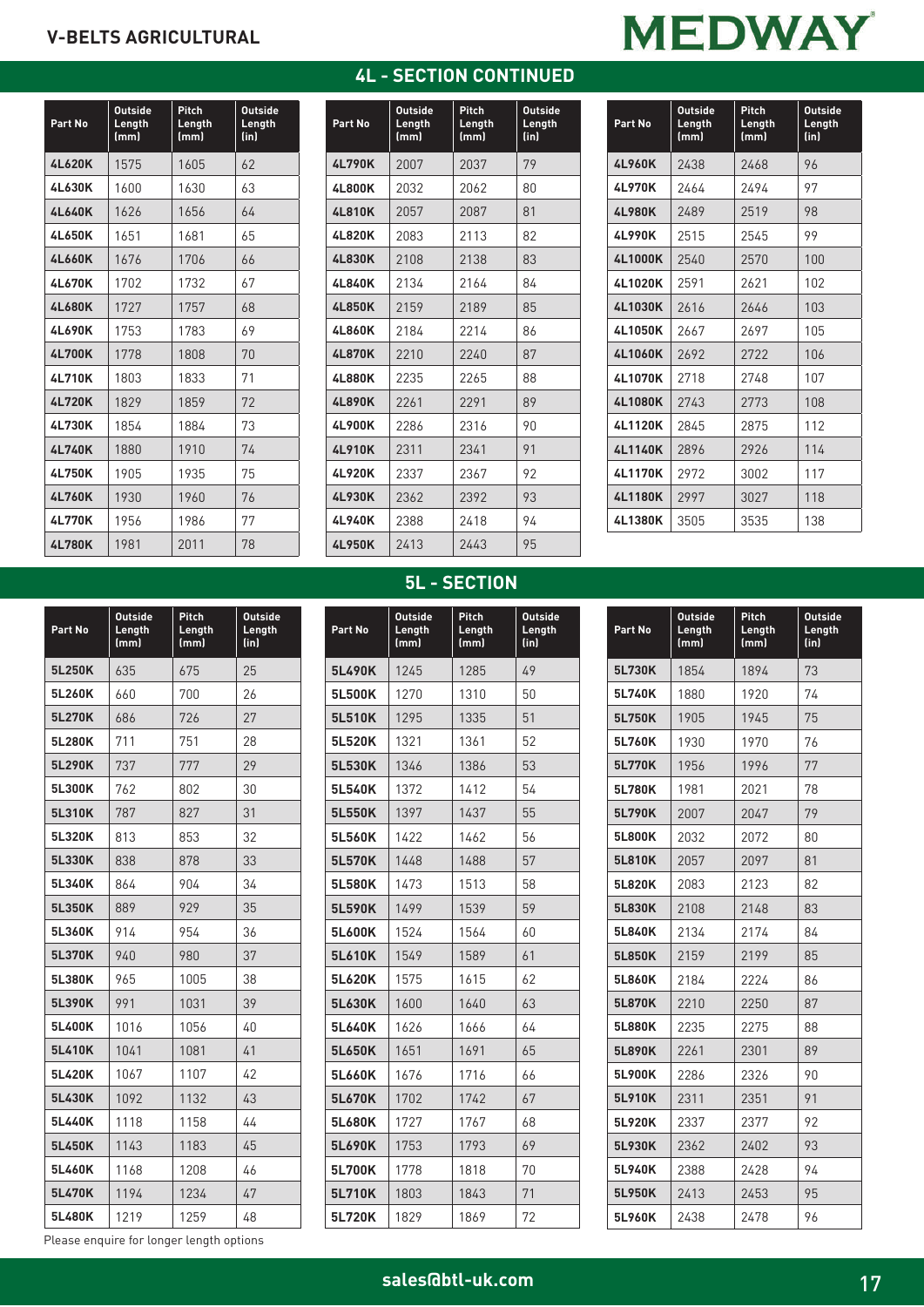## V-BELTS AGRICULTURAL

## 4L - SECTION CONTINUED

| Part No | Outside Length (mm) | Pitch Length (mm) | Outside Length (in) |
|---|---|---|---|
| 4L620K | 1575 | 1605 | 62 |
| 4L630K | 1600 | 1630 | 63 |
| 4L640K | 1626 | 1656 | 64 |
| 4L650K | 1651 | 1681 | 65 |
| 4L660K | 1676 | 1706 | 66 |
| 4L670K | 1702 | 1732 | 67 |
| 4L680K | 1727 | 1757 | 68 |
| 4L690K | 1753 | 1783 | 69 |
| 4L700K | 1778 | 1808 | 70 |
| 4L710K | 1803 | 1833 | 71 |
| 4L720K | 1829 | 1859 | 72 |
| 4L730K | 1854 | 1884 | 73 |
| 4L740K | 1880 | 1910 | 74 |
| 4L750K | 1905 | 1935 | 75 |
| 4L760K | 1930 | 1960 | 76 |
| 4L770K | 1956 | 1986 | 77 |
| 4L780K | 1981 | 2011 | 78 |
| 4L790K | 2007 | 2037 | 79 |
| 4L800K | 2032 | 2062 | 80 |
| 4L810K | 2057 | 2087 | 81 |
| 4L820K | 2083 | 2113 | 82 |
| 4L830K | 2108 | 2138 | 83 |
| 4L840K | 2134 | 2164 | 84 |
| 4L850K | 2159 | 2189 | 85 |
| 4L860K | 2184 | 2214 | 86 |
| 4L870K | 2210 | 2240 | 87 |
| 4L880K | 2235 | 2265 | 88 |
| 4L890K | 2261 | 2291 | 89 |
| 4L900K | 2286 | 2316 | 90 |
| 4L910K | 2311 | 2341 | 91 |
| 4L920K | 2337 | 2367 | 92 |
| 4L930K | 2362 | 2392 | 93 |
| 4L940K | 2388 | 2418 | 94 |
| 4L950K | 2413 | 2443 | 95 |
| 4L960K | 2438 | 2468 | 96 |
| 4L970K | 2464 | 2494 | 97 |
| 4L980K | 2489 | 2519 | 98 |
| 4L990K | 2515 | 2545 | 99 |
| 4L1000K | 2540 | 2570 | 100 |
| 4L1020K | 2591 | 2621 | 102 |
| 4L1030K | 2616 | 2646 | 103 |
| 4L1050K | 2667 | 2697 | 105 |
| 4L1060K | 2692 | 2722 | 106 |
| 4L1070K | 2718 | 2748 | 107 |
| 4L1080K | 2743 | 2773 | 108 |
| 4L1120K | 2845 | 2875 | 112 |
| 4L1140K | 2896 | 2926 | 114 |
| 4L1170K | 2972 | 3002 | 117 |
| 4L1180K | 2997 | 3027 | 118 |
| 4L1380K | 3505 | 3535 | 138 |

## 5L - SECTION

| Part No | Outside Length (mm) | Pitch Length (mm) | Outside Length (in) |
|---|---|---|---|
| 5L250K | 635 | 675 | 25 |
| 5L260K | 660 | 700 | 26 |
| 5L270K | 686 | 726 | 27 |
| 5L280K | 711 | 751 | 28 |
| 5L290K | 737 | 777 | 29 |
| 5L300K | 762 | 802 | 30 |
| 5L310K | 787 | 827 | 31 |
| 5L320K | 813 | 853 | 32 |
| 5L330K | 838 | 878 | 33 |
| 5L340K | 864 | 904 | 34 |
| 5L350K | 889 | 929 | 35 |
| 5L360K | 914 | 954 | 36 |
| 5L370K | 940 | 980 | 37 |
| 5L380K | 965 | 1005 | 38 |
| 5L390K | 991 | 1031 | 39 |
| 5L400K | 1016 | 1056 | 40 |
| 5L410K | 1041 | 1081 | 41 |
| 5L420K | 1067 | 1107 | 42 |
| 5L430K | 1092 | 1132 | 43 |
| 5L440K | 1118 | 1158 | 44 |
| 5L450K | 1143 | 1183 | 45 |
| 5L460K | 1168 | 1208 | 46 |
| 5L470K | 1194 | 1234 | 47 |
| 5L480K | 1219 | 1259 | 48 |
| 5L490K | 1245 | 1285 | 49 |
| 5L500K | 1270 | 1310 | 50 |
| 5L510K | 1295 | 1335 | 51 |
| 5L520K | 1321 | 1361 | 52 |
| 5L530K | 1346 | 1386 | 53 |
| 5L540K | 1372 | 1412 | 54 |
| 5L550K | 1397 | 1437 | 55 |
| 5L560K | 1422 | 1462 | 56 |
| 5L570K | 1448 | 1488 | 57 |
| 5L580K | 1473 | 1513 | 58 |
| 5L590K | 1499 | 1539 | 59 |
| 5L600K | 1524 | 1564 | 60 |
| 5L610K | 1549 | 1589 | 61 |
| 5L620K | 1575 | 1615 | 62 |
| 5L630K | 1600 | 1640 | 63 |
| 5L640K | 1626 | 1666 | 64 |
| 5L650K | 1651 | 1691 | 65 |
| 5L660K | 1676 | 1716 | 66 |
| 5L670K | 1702 | 1742 | 67 |
| 5L680K | 1727 | 1767 | 68 |
| 5L690K | 1753 | 1793 | 69 |
| 5L700K | 1778 | 1818 | 70 |
| 5L710K | 1803 | 1843 | 71 |
| 5L720K | 1829 | 1869 | 72 |
| 5L730K | 1854 | 1894 | 73 |
| 5L740K | 1880 | 1920 | 74 |
| 5L750K | 1905 | 1945 | 75 |
| 5L760K | 1930 | 1970 | 76 |
| 5L770K | 1956 | 1996 | 77 |
| 5L780K | 1981 | 2021 | 78 |
| 5L790K | 2007 | 2047 | 79 |
| 5L800K | 2032 | 2072 | 80 |
| 5L810K | 2057 | 2097 | 81 |
| 5L820K | 2083 | 2123 | 82 |
| 5L830K | 2108 | 2148 | 83 |
| 5L840K | 2134 | 2174 | 84 |
| 5L850K | 2159 | 2199 | 85 |
| 5L860K | 2184 | 2224 | 86 |
| 5L870K | 2210 | 2250 | 87 |
| 5L880K | 2235 | 2275 | 88 |
| 5L890K | 2261 | 2301 | 89 |
| 5L900K | 2286 | 2326 | 90 |
| 5L910K | 2311 | 2351 | 91 |
| 5L920K | 2337 | 2377 | 92 |
| 5L930K | 2362 | 2402 | 93 |
| 5L940K | 2388 | 2428 | 94 |
| 5L950K | 2413 | 2453 | 95 |
| 5L960K | 2438 | 2478 | 96 |

Please enquire for longer length options

sales@btl-uk.com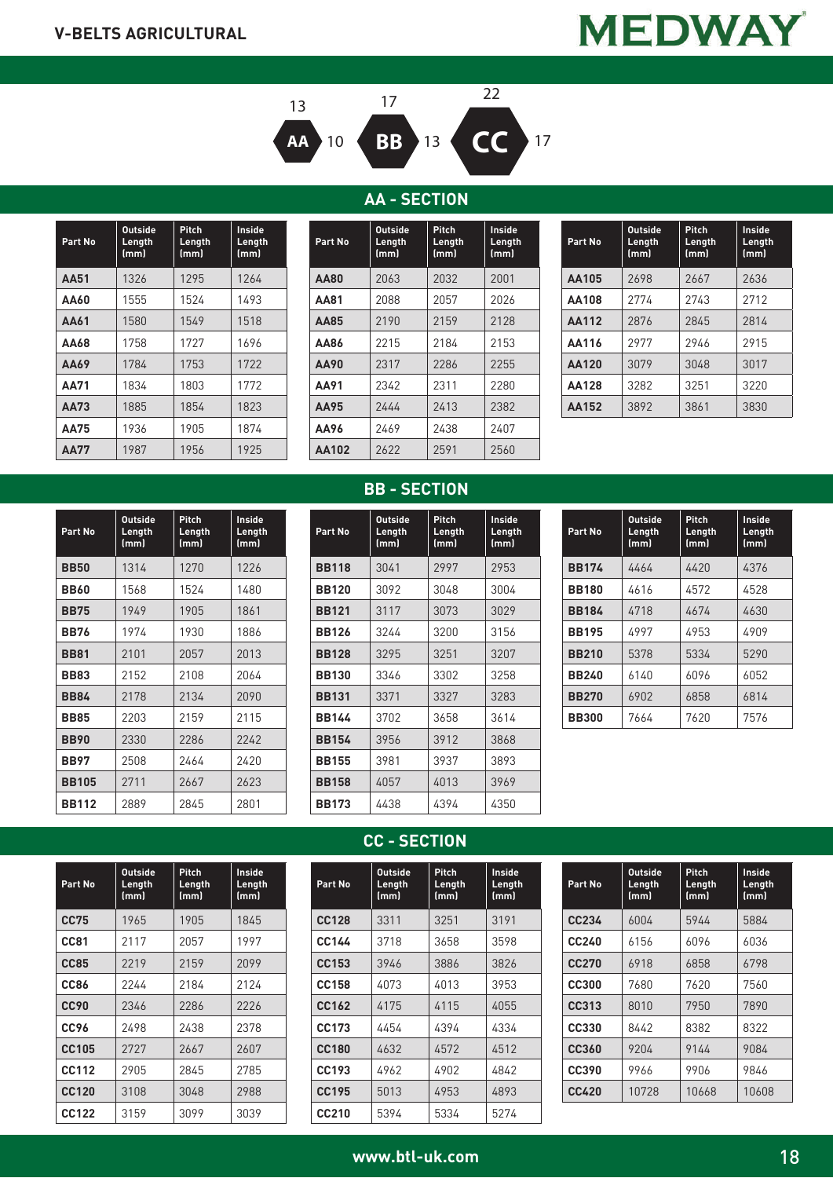# V-BELTS AGRICULTURAL

MEDWAY

13
AA 10
17
BB 13
22
CC 17

## AA - SECTION

| Part No | Outside Length (mm) | Pitch Length (mm) | Inside Length (mm) |
|---|---|---|---|
| **AA51** | 1326 | 1295 | 1264 |
| **AA60** | 1555 | 1524 | 1493 |
| **AA61** | 1580 | 1549 | 1518 |
| **AA68** | 1758 | 1727 | 1696 |
| **AA69** | 1784 | 1753 | 1722 |
| **AA71** | 1834 | 1803 | 1772 |
| **AA73** | 1885 | 1854 | 1823 |
| **AA75** | 1936 | 1905 | 1874 |
| **AA77** | 1987 | 1956 | 1925 |
| **AA80** | 2063 | 2032 | 2001 |
| **AA81** | 2088 | 2057 | 2026 |
| **AA85** | 2190 | 2159 | 2128 |
| **AA86** | 2215 | 2184 | 2153 |
| **AA90** | 2317 | 2286 | 2255 |
| **AA91** | 2342 | 2311 | 2280 |
| **AA95** | 2444 | 2413 | 2382 |
| **AA96** | 2469 | 2438 | 2407 |
| **AA102** | 2622 | 2591 | 2560 |
| **AA105** | 2698 | 2667 | 2636 |
| **AA108** | 2774 | 2743 | 2712 |
| **AA112** | 2876 | 2845 | 2814 |
| **AA116** | 2977 | 2946 | 2915 |
| **AA120** | 3079 | 3048 | 3017 |
| **AA128** | 3282 | 3251 | 3220 |
| **AA152** | 3892 | 3861 | 3830 |

## BB - SECTION

| Part No | Outside Length (mm) | Pitch Length (mm) | Inside Length (mm) |
|---|---|---|---|
| **BB50** | 1314 | 1270 | 1226 |
| **BB60** | 1568 | 1524 | 1480 |
| **BB75** | 1949 | 1905 | 1861 |
| **BB76** | 1974 | 1930 | 1886 |
| **BB81** | 2101 | 2057 | 2013 |
| **BB83** | 2152 | 2108 | 2064 |
| **BB84** | 2178 | 2134 | 2090 |
| **BB85** | 2203 | 2159 | 2115 |
| **BB90** | 2330 | 2286 | 2242 |
| **BB97** | 2508 | 2464 | 2420 |
| **BB105** | 2711 | 2667 | 2623 |
| **BB112** | 2889 | 2845 | 2801 |
| **BB118** | 3041 | 2997 | 2953 |
| **BB120** | 3092 | 3048 | 3004 |
| **BB121** | 3117 | 3073 | 3029 |
| **BB126** | 3244 | 3200 | 3156 |
| **BB128** | 3295 | 3251 | 3207 |
| **BB130** | 3346 | 3302 | 3258 |
| **BB131** | 3371 | 3327 | 3283 |
| **BB144** | 3702 | 3658 | 3614 |
| **BB154** | 3956 | 3912 | 3868 |
| **BB155** | 3981 | 3937 | 3893 |
| **BB158** | 4057 | 4013 | 3969 |
| **BB173** | 4438 | 4394 | 4350 |
| **BB174** | 4464 | 4420 | 4376 |
| **BB180** | 4616 | 4572 | 4528 |
| **BB184** | 4718 | 4674 | 4630 |
| **BB195** | 4997 | 4953 | 4909 |
| **BB210** | 5378 | 5334 | 5290 |
| **BB240** | 6140 | 6096 | 6052 |
| **BB270** | 6902 | 6858 | 6814 |
| **BB300** | 7664 | 7620 | 7576 |

## CC - SECTION

| Part No | Outside Length (mm) | Pitch Length (mm) | Inside Length (mm) |
|---|---|---|---|
| **CC75** | 1965 | 1905 | 1845 |
| **CC81** | 2117 | 2057 | 1997 |
| **CC85** | 2219 | 2159 | 2099 |
| **CC86** | 2244 | 2184 | 2124 |
| **CC90** | 2346 | 2286 | 2226 |
| **CC96** | 2498 | 2438 | 2378 |
| **CC105** | 2727 | 2667 | 2607 |
| **CC112** | 2905 | 2845 | 2785 |
| **CC120** | 3108 | 3048 | 2988 |
| **CC122** | 3159 | 3099 | 3039 |
| **CC128** | 3311 | 3251 | 3191 |
| **CC144** | 3718 | 3658 | 3598 |
| **CC153** | 3946 | 3886 | 3826 |
| **CC158** | 4073 | 4013 | 3953 |
| **CC162** | 4175 | 4115 | 4055 |
| **CC173** | 4454 | 4394 | 4334 |
| **CC180** | 4632 | 4572 | 4512 |
| **CC193** | 4962 | 4902 | 4842 |
| **CC195** | 5013 | 4953 | 4893 |
| **CC210** | 5394 | 5334 | 5274 |
| **CC234** | 6004 | 5944 | 5884 |
| **CC240** | 6156 | 6096 | 6036 |
| **CC270** | 6918 | 6858 | 6798 |
| **CC300** | 7680 | 7620 | 7560 |
| **CC313** | 8010 | 7950 | 7890 |
| **CC330** | 8442 | 8382 | 8322 |
| **CC360** | 9204 | 9144 | 9084 |
| **CC390** | 9966 | 9906 | 9846 |
| **CC420** | 10728 | 10668 | 10608 |

www.btl-uk.com